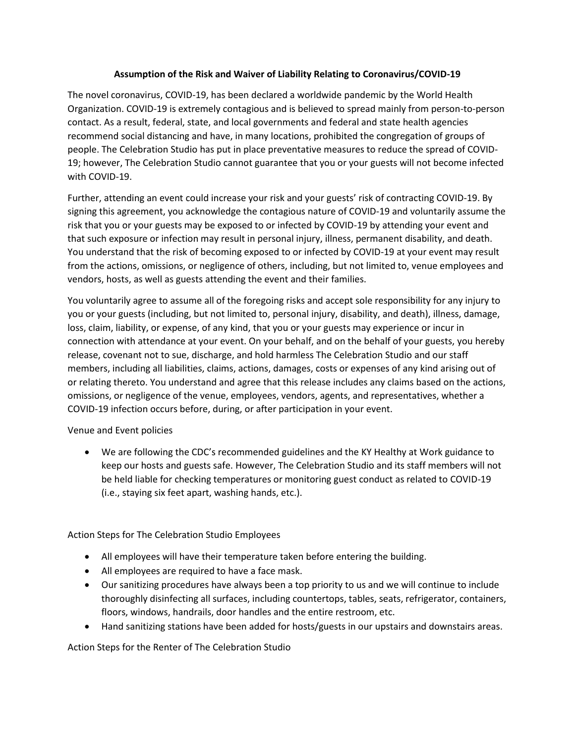# Assumption of the Risk and Waiver of Liability Relating to Coronavirus/COVID-19

The novel coronavirus, COVID-19, has been declared a worldwide pandemic by the World Health Organization. COVID-19 is extremely contagious and is believed to spread mainly from person-to-person contact. As a result, federal, state, and local governments and federal and state health agencies recommend social distancing and have, in many locations, prohibited the congregation of groups of people. The Celebration Studio has put in place preventative measures to reduce the spread of COVID-19; however, The Celebration Studio cannot guarantee that you or your guests will not become infected with COVID-19.

Further, attending an event could increase your risk and your guests' risk of contracting COVID-19. By signing this agreement, you acknowledge the contagious nature of COVID-19 and voluntarily assume the risk that you or your guests may be exposed to or infected by COVID-19 by attending your event and that such exposure or infection may result in personal injury, illness, permanent disability, and death. You understand that the risk of becoming exposed to or infected by COVID-19 at your event may result from the actions, omissions, or negligence of others, including, but not limited to, venue employees and vendors, hosts, as well as guests attending the event and their families.

You voluntarily agree to assume all of the foregoing risks and accept sole responsibility for any injury to you or your guests (including, but not limited to, personal injury, disability, and death), illness, damage, loss, claim, liability, or expense, of any kind, that you or your guests may experience or incur in connection with attendance at your event. On your behalf, and on the behalf of your guests, you hereby release, covenant not to sue, discharge, and hold harmless The Celebration Studio and our staff members, including all liabilities, claims, actions, damages, costs or expenses of any kind arising out of or relating thereto. You understand and agree that this release includes any claims based on the actions, omissions, or negligence of the venue, employees, vendors, agents, and representatives, whether a COVID-19 infection occurs before, during, or after participation in your event.

Venue and Event policies

- We are following the CDC's recommended guidelines and the KY Healthy at Work guidance to keep our hosts and guests safe. However, The Celebration Studio and its staff members will not be held liable for checking temperatures or monitoring guest conduct as related to COVID-19 (i.e., staying six feet apart, washing hands, etc.).

Action Steps for The Celebration Studio Employees

- All employees will have their temperature taken before entering the building.
- All employees are required to have a face mask.
- Our sanitizing procedures have always been a top priority to us and we will continue to include thoroughly disinfecting all surfaces, including countertops, tables, seats, refrigerator, containers, floors, windows, handrails, door handles and the entire restroom, etc.
- Hand sanitizing stations have been added for hosts/guests in our upstairs and downstairs areas.

Action Steps for the Renter of The Celebration Studio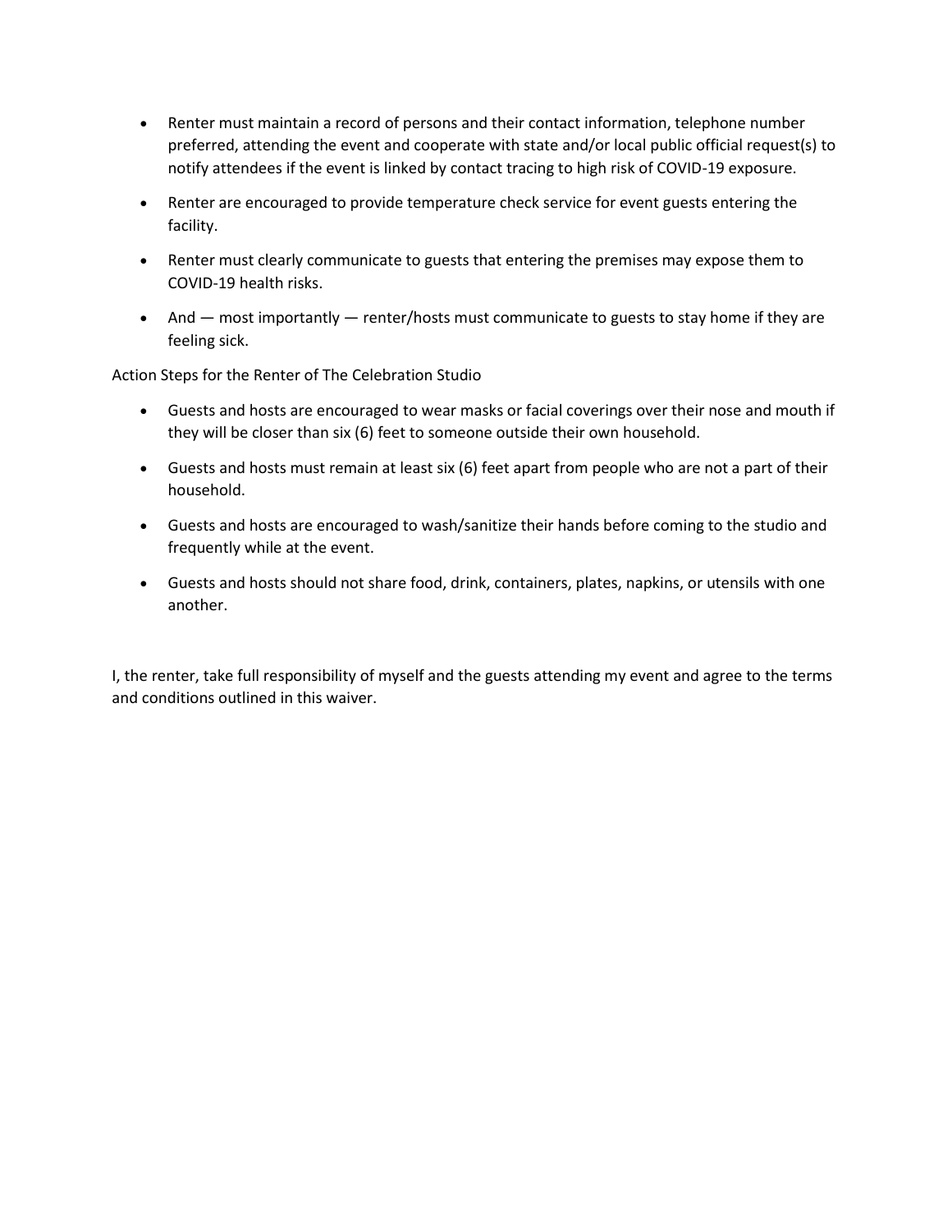- Renter must maintain a record of persons and their contact information, telephone number preferred, attending the event and cooperate with state and/or local public official request(s) to notify attendees if the event is linked by contact tracing to high risk of COVID-19 exposure.
- Renter are encouraged to provide temperature check service for event guests entering the facility.
- Renter must clearly communicate to guests that entering the premises may expose them to COVID-19 health risks.
- And — most importantly — renter/hosts must communicate to guests to stay home if they are feeling sick.

Action Steps for the Renter of The Celebration Studio

- Guests and hosts are encouraged to wear masks or facial coverings over their nose and mouth if they will be closer than six (6) feet to someone outside their own household.
- Guests and hosts must remain at least six (6) feet apart from people who are not a part of their household.
- Guests and hosts are encouraged to wash/sanitize their hands before coming to the studio and frequently while at the event.
- Guests and hosts should not share food, drink, containers, plates, napkins, or utensils with one another.

I, the renter, take full responsibility of myself and the guests attending my event and agree to the terms and conditions outlined in this waiver.